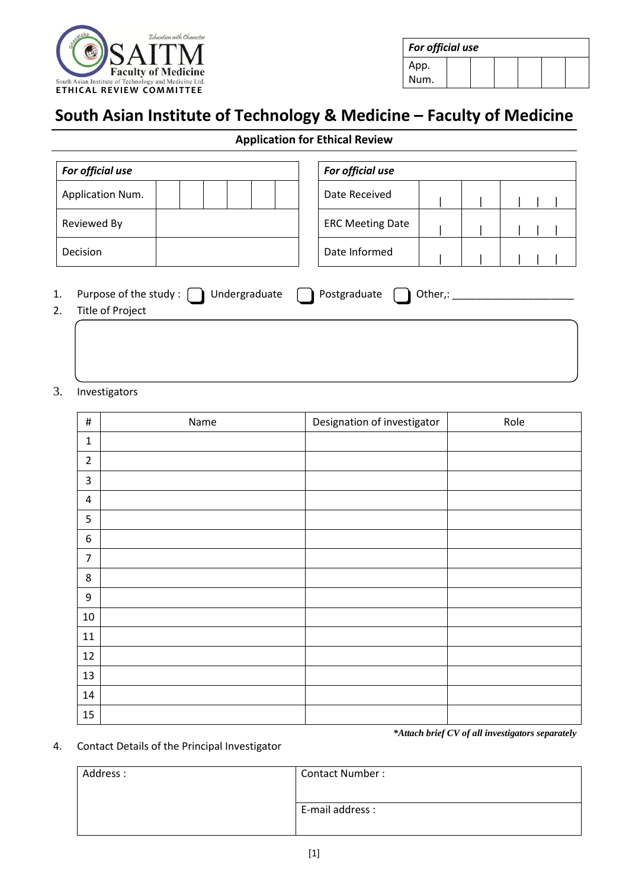SAITM Faculty of Medicine

*Education with Character*

South Asian Institute of Technology and Medicine Ltd.

ETHICAL REVIEW COMMITTEE

| ***For official use*** | | | | | | |
|---|---|---|---|---|---|---|
| App. Num. | | | | | | |

# South Asian Institute of Technology & Medicine – Faculty of Medicine

**Application for Ethical Review**

| ***For official use*** | | | | | | |
|---|---|---|---|---|---|---|
| Application Num. | | | | | | |
| Reviewed By | | | | | | |
| Decision | | | | | | |

| ***For official use*** | | | |
|---|---|---|---|
| Date Received | \| | \| | \| \| \| |
| ERC Meeting Date | \| | \| | \| \| \| |
| Date Informed | \| | \| | \| \| \| |

1. Purpose of the study : ☐ Undergraduate ☐ Postgraduate ☐ Other,: ______________________
2. Title of Project

3. Investigators

| # | Name | Designation of investigator | Role |
|---|---|---|---|
| 1 | | | |
| 2 | | | |
| 3 | | | |
| 4 | | | |
| 5 | | | |
| 6 | | | |
| 7 | | | |
| 8 | | | |
| 9 | | | |
| 10 | | | |
| 11 | | | |
| 12 | | | |
| 13 | | | |
| 14 | | | |
| 15 | | | |

***Attach brief CV of all investigators separately**

4. Contact Details of the Principal Investigator

| Address : | Contact Number : |
|---|---|
| | E-mail address : |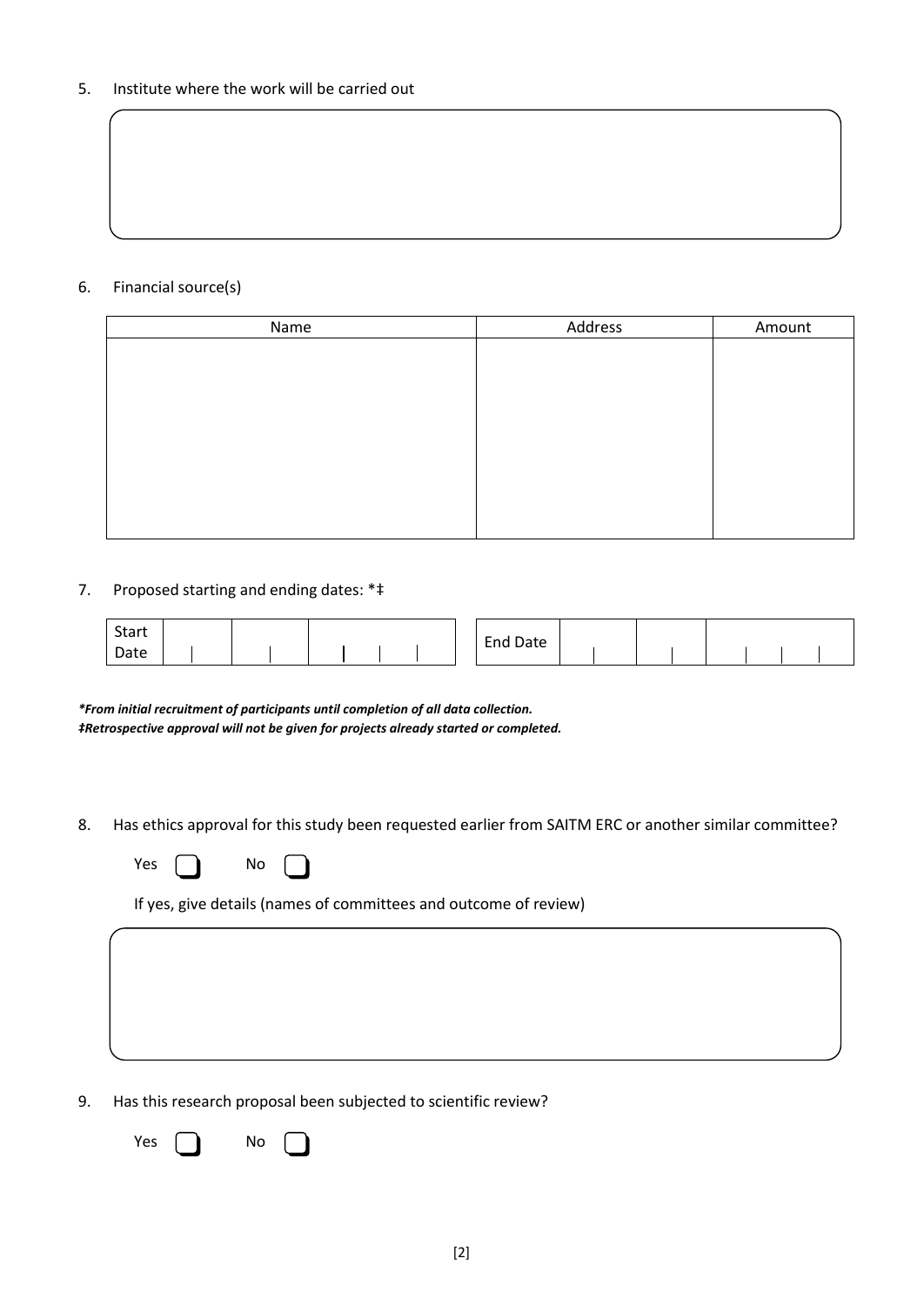5. Institute where the work will be carried out

6. Financial source(s)

| Name | Address | Amount |
|---|---|---|
| | | |

7. Proposed starting and ending dates: *‡

| Start Date | | | | End Date | | | |
|---|---|---|---|---|---|---|---|
| | | | | | | | |

***From initial recruitment of participants until completion of all data collection.***
***‡Retrospective approval will not be given for projects already started or completed.***

8. Has ethics approval for this study been requested earlier from SAITM ERC or another similar committee?

   Yes ☐ No ☐

   If yes, give details (names of committees and outcome of review)

9. Has this research proposal been subjected to scientific review?

   Yes ☐ No ☐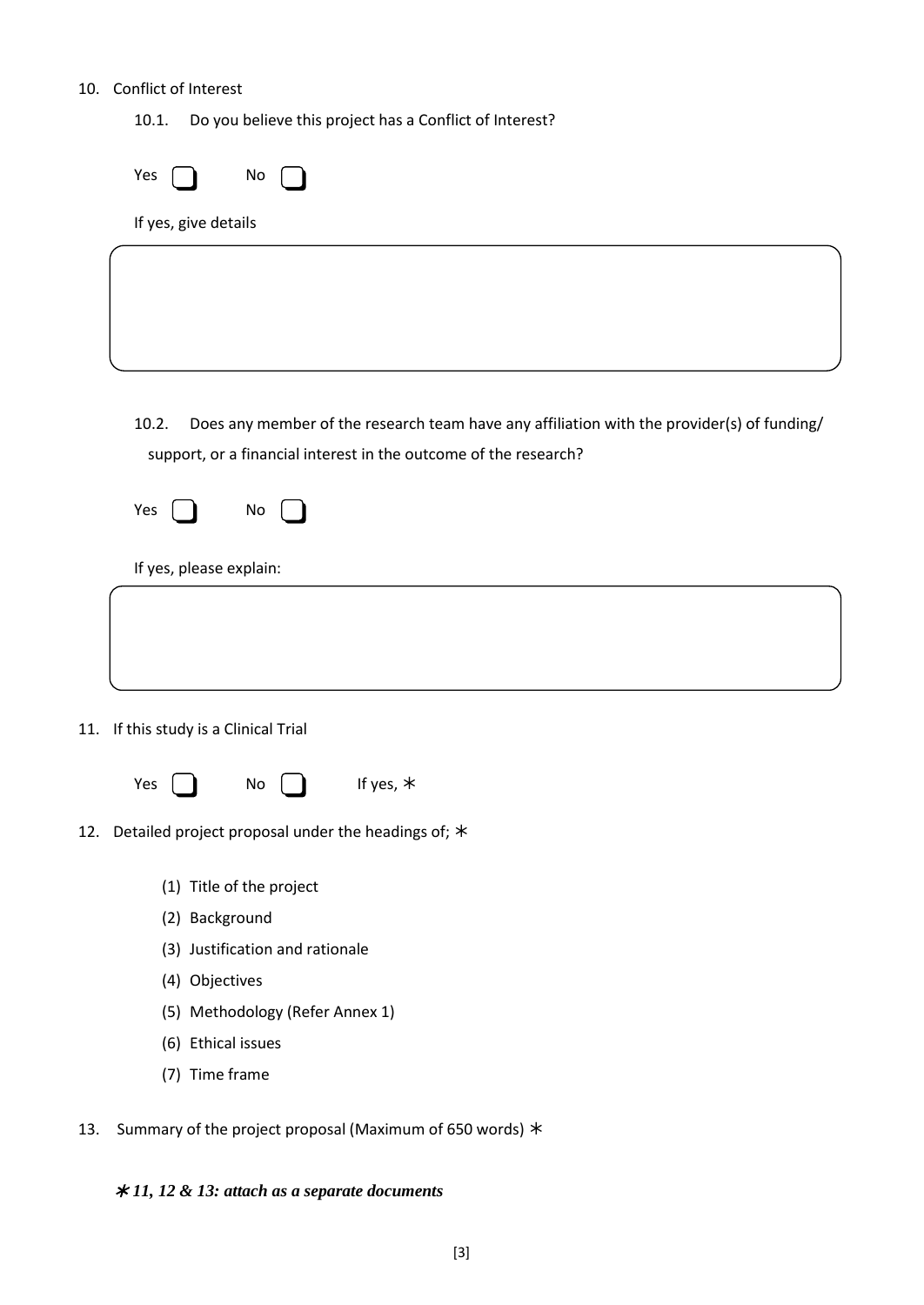10. Conflict of Interest

    10.1. Do you believe this project has a Conflict of Interest?

    Yes ☐ No ☐

    If yes, give details

    10.2. Does any member of the research team have any affiliation with the provider(s) of funding/ support, or a financial interest in the outcome of the research?

    Yes ☐ No ☐

    If yes, please explain:

11. If this study is a Clinical Trial

    Yes ☐ No ☐ If yes, ∗

12. Detailed project proposal under the headings of; ∗

    (1) Title of the project
    (2) Background
    (3) Justification and rationale
    (4) Objectives
    (5) Methodology (Refer Annex 1)
    (6) Ethical issues
    (7) Time frame

13. Summary of the project proposal (Maximum of 650 words) ∗

***∗ 11, 12 & 13: attach as a separate documents***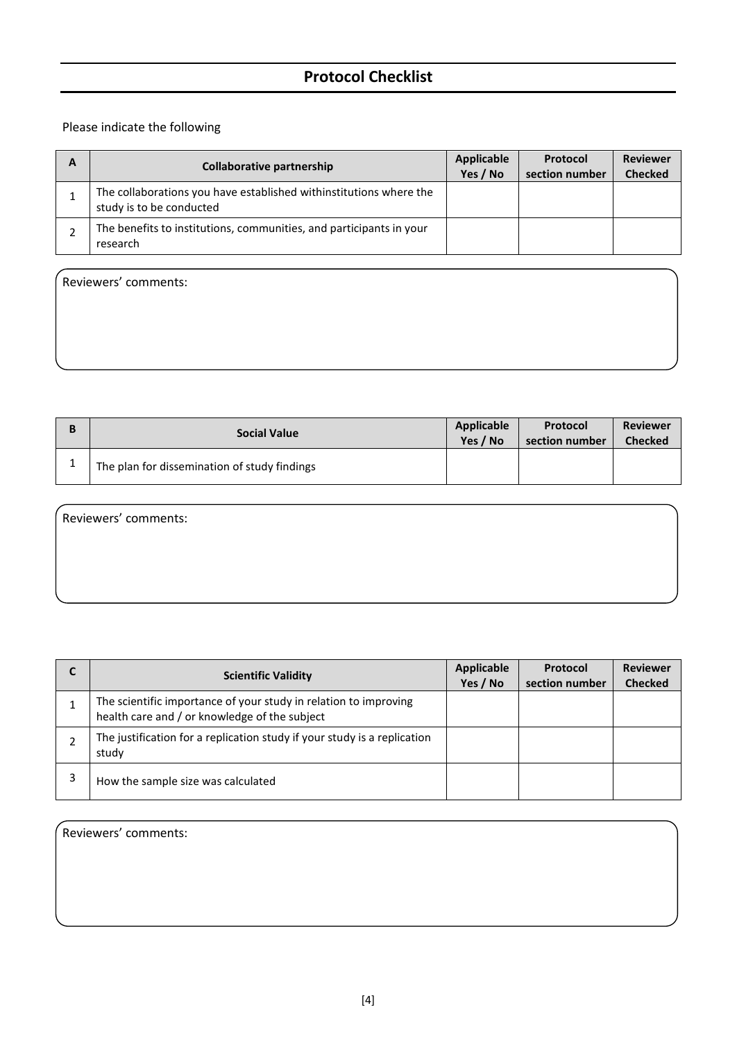## Protocol Checklist

Please indicate the following

| A | Collaborative partnership | Applicable Yes / No | Protocol section number | Reviewer Checked |
|---|---|---|---|---|
| 1 | The collaborations you have established withinstitutions where the study is to be conducted | | | |
| 2 | The benefits to institutions, communities, and participants in your research | | | |

Reviewers' comments:

| B | Social Value | Applicable Yes / No | Protocol section number | Reviewer Checked |
|---|---|---|---|---|
| 1 | The plan for dissemination of study findings | | | |

Reviewers' comments:

| C | Scientific Validity | Applicable Yes / No | Protocol section number | Reviewer Checked |
|---|---|---|---|---|
| 1 | The scientific importance of your study in relation to improving health care and / or knowledge of the subject | | | |
| 2 | The justification for a replication study if your study is a replication study | | | |
| 3 | How the sample size was calculated | | | |

Reviewers' comments: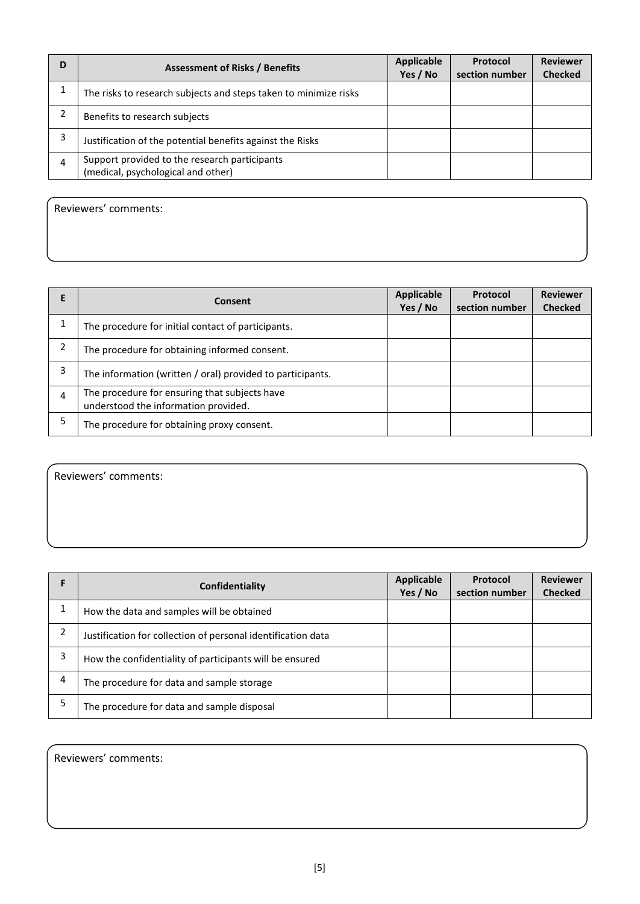| D | Assessment of Risks / Benefits | Applicable Yes / No | Protocol section number | Reviewer Checked |
|---|---|---|---|---|
| 1 | The risks to research subjects and steps taken to minimize risks | | | |
| 2 | Benefits to research subjects | | | |
| 3 | Justification of the potential benefits against the Risks | | | |
| 4 | Support provided to the research participants (medical, psychological and other) | | | |

Reviewers' comments:

| E | Consent | Applicable Yes / No | Protocol section number | Reviewer Checked |
|---|---|---|---|---|
| 1 | The procedure for initial contact of participants. | | | |
| 2 | The procedure for obtaining informed consent. | | | |
| 3 | The information (written / oral) provided to participants. | | | |
| 4 | The procedure for ensuring that subjects have understood the information provided. | | | |
| 5 | The procedure for obtaining proxy consent. | | | |

Reviewers' comments:

| F | Confidentiality | Applicable Yes / No | Protocol section number | Reviewer Checked |
|---|---|---|---|---|
| 1 | How the data and samples will be obtained | | | |
| 2 | Justification for collection of personal identification data | | | |
| 3 | How the confidentiality of participants will be ensured | | | |
| 4 | The procedure for data and sample storage | | | |
| 5 | The procedure for data and sample disposal | | | |

Reviewers' comments: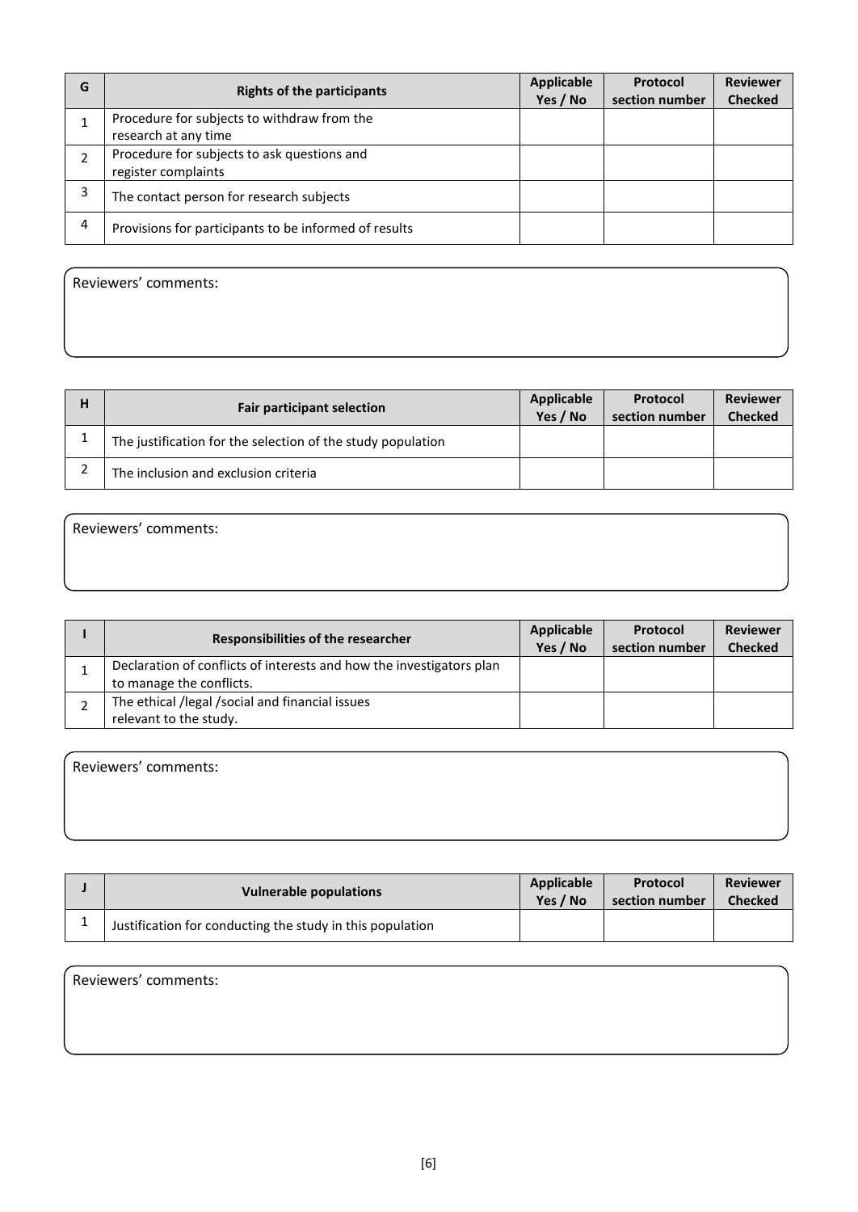| G | Rights of the participants | Applicable Yes / No | Protocol section number | Reviewer Checked |
|---|---|---|---|---|
| 1 | Procedure for subjects to withdraw from the research at any time | | | |
| 2 | Procedure for subjects to ask questions and register complaints | | | |
| 3 | The contact person for research subjects | | | |
| 4 | Provisions for participants to be informed of results | | | |

Reviewers' comments:

| H | Fair participant selection | Applicable Yes / No | Protocol section number | Reviewer Checked |
|---|---|---|---|---|
| 1 | The justification for the selection of the study population | | | |
| 2 | The inclusion and exclusion criteria | | | |

Reviewers' comments:

| I | Responsibilities of the researcher | Applicable Yes / No | Protocol section number | Reviewer Checked |
|---|---|---|---|---|
| 1 | Declaration of conflicts of interests and how the investigators plan to manage the conflicts. | | | |
| 2 | The ethical /legal /social and financial issues relevant to the study. | | | |

Reviewers' comments:

| J | Vulnerable populations | Applicable Yes / No | Protocol section number | Reviewer Checked |
|---|---|---|---|---|
| 1 | Justification for conducting the study in this population | | | |

Reviewers' comments: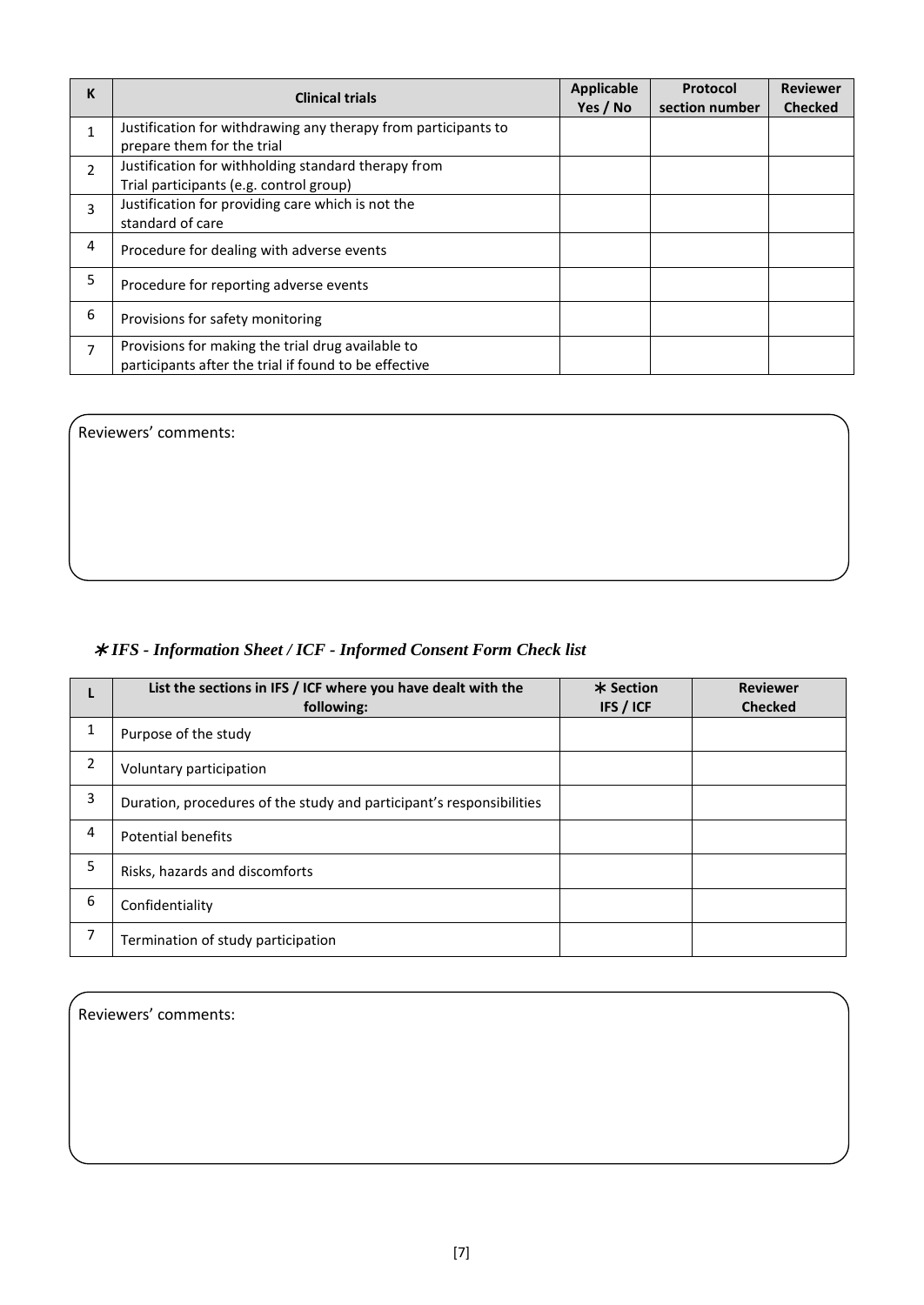| K | Clinical trials | Applicable Yes / No | Protocol section number | Reviewer Checked |
|---|---|---|---|---|
| 1 | Justification for withdrawing any therapy from participants to prepare them for the trial | | | |
| 2 | Justification for withholding standard therapy from Trial participants (e.g. control group) | | | |
| 3 | Justification for providing care which is not the standard of care | | | |
| 4 | Procedure for dealing with adverse events | | | |
| 5 | Procedure for reporting adverse events | | | |
| 6 | Provisions for safety monitoring | | | |
| 7 | Provisions for making the trial drug available to participants after the trial if found to be effective | | | |

Reviewers' comments:

### *∗ IFS - Information Sheet / ICF - Informed Consent Form Check list*

| L | List the sections in IFS / ICF where you have dealt with the following: | ∗ Section IFS / ICF | Reviewer Checked |
|---|---|---|---|
| 1 | Purpose of the study | | |
| 2 | Voluntary participation | | |
| 3 | Duration, procedures of the study and participant's responsibilities | | |
| 4 | Potential benefits | | |
| 5 | Risks, hazards and discomforts | | |
| 6 | Confidentiality | | |
| 7 | Termination of study participation | | |

Reviewers' comments: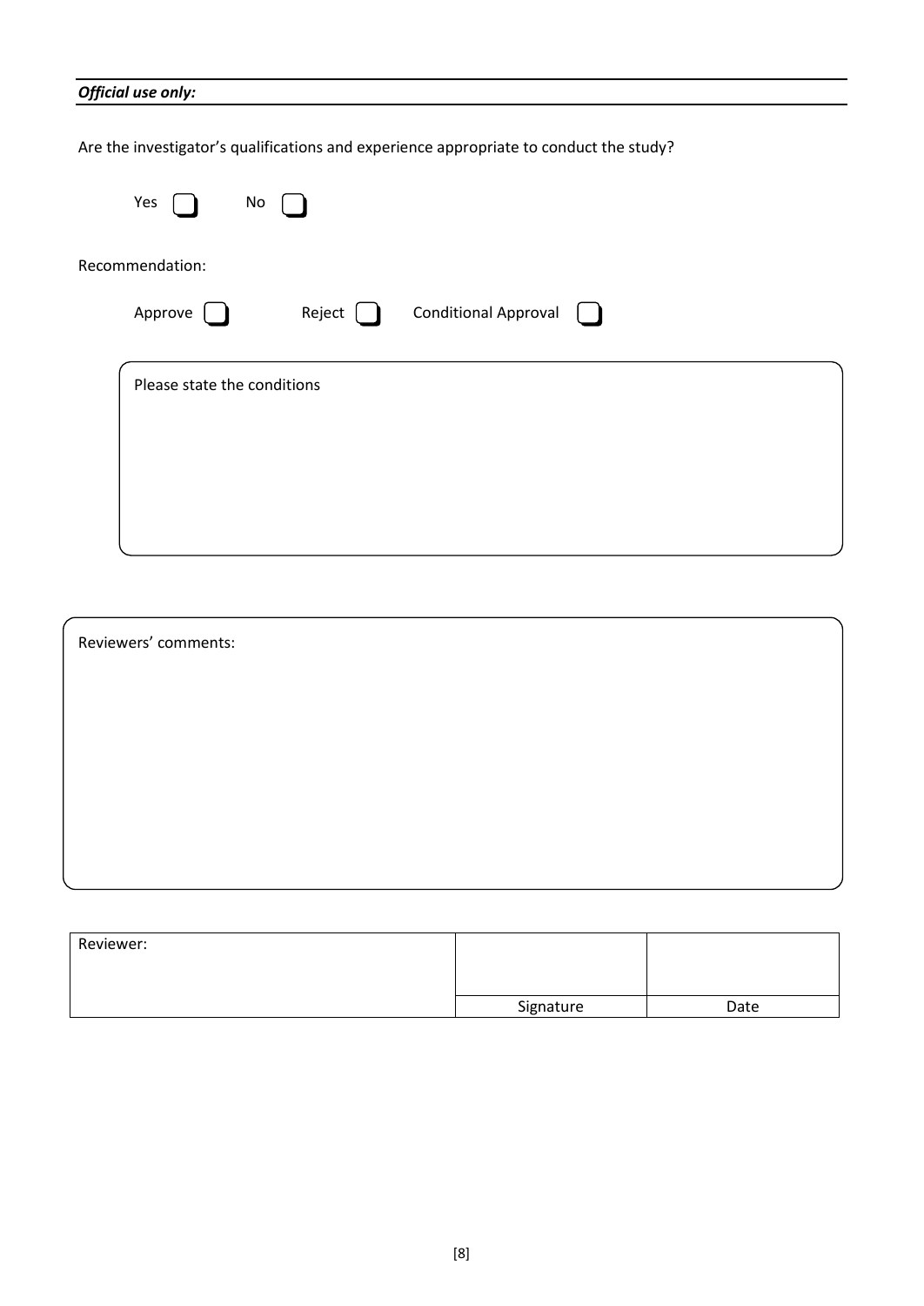***Official use only:***

Are the investigator's qualifications and experience appropriate to conduct the study?

Yes ☐ No ☐

Recommendation:

Approve ☐ Reject ☐ Conditional Approval ☐

| Please state the conditions |
|---|
| |

| Reviewers' comments: |
|---|
| |

| Reviewer: | | |
|---|---|---|
| | Signature | Date |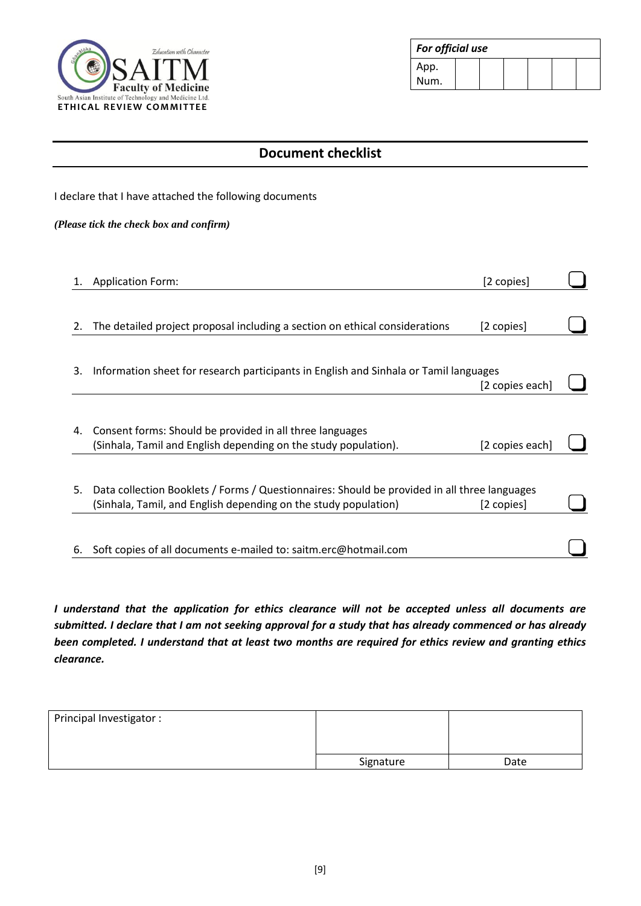SAITM Faculty of Medicine
South Asian Institute of Technology and Medicine Ltd.
ETHICAL REVIEW COMMITTEE

| *For official use* | | | | | | |
|---|---|---|---|---|---|---|
| App. Num. | | | | | | |

## Document checklist

I declare that I have attached the following documents

*(Please tick the check box and confirm)*

1. Application Form: [2 copies] ☐
2. The detailed project proposal including a section on ethical considerations [2 copies] ☐
3. Information sheet for research participants in English and Sinhala or Tamil languages [2 copies each] ☐
4. Consent forms: Should be provided in all three languages (Sinhala, Tamil and English depending on the study population). [2 copies each] ☐
5. Data collection Booklets / Forms / Questionnaires: Should be provided in all three languages (Sinhala, Tamil, and English depending on the study population) [2 copies] ☐
6. Soft copies of all documents e-mailed to: saitm.erc@hotmail.com ☐

***I understand that the application for ethics clearance will not be accepted unless all documents are submitted. I declare that I am not seeking approval for a study that has already commenced or has already been completed. I understand that at least two months are required for ethics review and granting ethics clearance.***

| Principal Investigator : | | |
|---|---|---|
| | Signature | Date |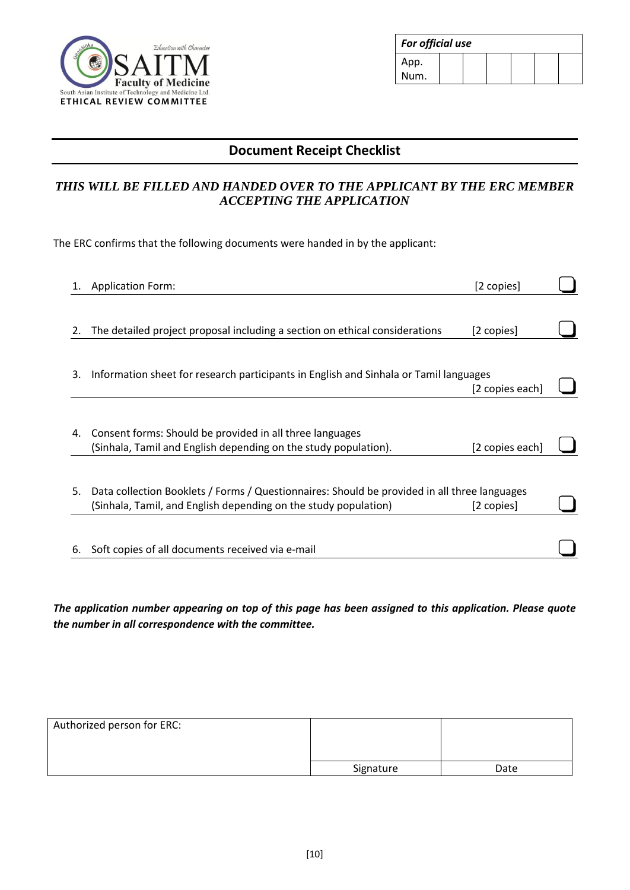SAITM Faculty of Medicine
Education with Character
South Asian Institute of Technology and Medicine Ltd.
ETHICAL REVIEW COMMITTEE

| *For official use* | | | | | | |
|---|---|---|---|---|---|---|
| App. Num. | | | | | | |

## Document Receipt Checklist

***THIS WILL BE FILLED AND HANDED OVER TO THE APPLICANT BY THE ERC MEMBER ACCEPTING THE APPLICATION***

The ERC confirms that the following documents were handed in by the applicant:

1. Application Form: [2 copies] ☐
2. The detailed project proposal including a section on ethical considerations [2 copies] ☐
3. Information sheet for research participants in English and Sinhala or Tamil languages [2 copies each] ☐
4. Consent forms: Should be provided in all three languages (Sinhala, Tamil and English depending on the study population). [2 copies each] ☐
5. Data collection Booklets / Forms / Questionnaires: Should be provided in all three languages (Sinhala, Tamil, and English depending on the study population) [2 copies] ☐
6. Soft copies of all documents received via e-mail ☐

***The application number appearing on top of this page has been assigned to this application. Please quote the number in all correspondence with the committee.***

| Authorized person for ERC: | | |
|---|---|---|
| | Signature | Date |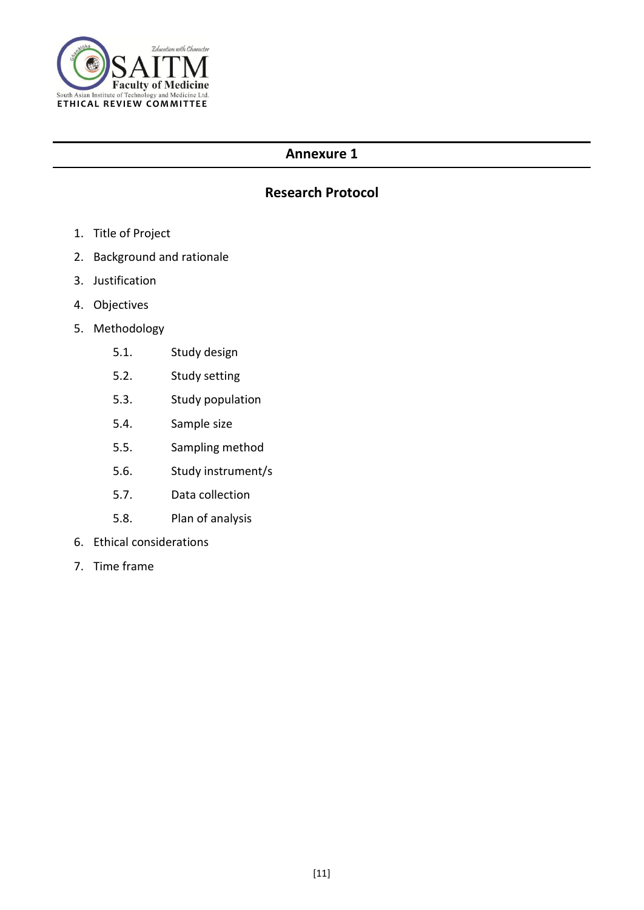SAITM Faculty of Medicine

Education with Character

South Asian Institute of Technology and Medicine Ltd.

ETHICAL REVIEW COMMITTEE

## Annexure 1

## Research Protocol

1. Title of Project
2. Background and rationale
3. Justification
4. Objectives
5. Methodology
    - 5.1. Study design
    - 5.2. Study setting
    - 5.3. Study population
    - 5.4. Sample size
    - 5.5. Sampling method
    - 5.6. Study instrument/s
    - 5.7. Data collection
    - 5.8. Plan of analysis
6. Ethical considerations
7. Time frame